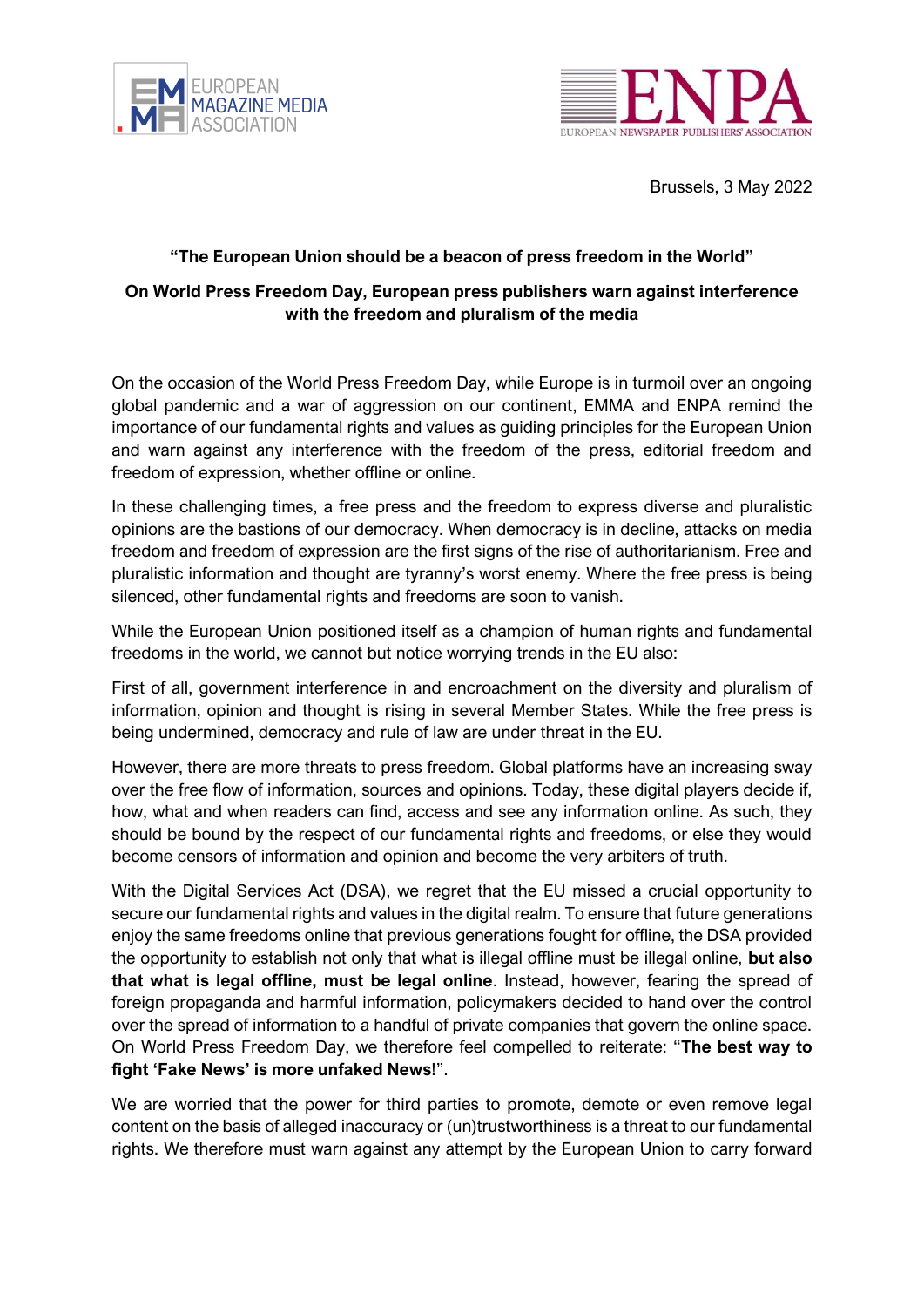EUROPEAN MAGAZINE MEDIA ASSOCIATION

ENPA EUROPEAN NEWSPAPER PUBLISHERS' ASSOCIATION

Brussels, 3 May 2022

**"The European Union should be a beacon of press freedom in the World"**

**On World Press Freedom Day, European press publishers warn against interference with the freedom and pluralism of the media**

On the occasion of the World Press Freedom Day, while Europe is in turmoil over an ongoing global pandemic and a war of aggression on our continent, EMMA and ENPA remind the importance of our fundamental rights and values as guiding principles for the European Union and warn against any interference with the freedom of the press, editorial freedom and freedom of expression, whether offline or online.

In these challenging times, a free press and the freedom to express diverse and pluralistic opinions are the bastions of our democracy. When democracy is in decline, attacks on media freedom and freedom of expression are the first signs of the rise of authoritarianism. Free and pluralistic information and thought are tyranny's worst enemy. Where the free press is being silenced, other fundamental rights and freedoms are soon to vanish.

While the European Union positioned itself as a champion of human rights and fundamental freedoms in the world, we cannot but notice worrying trends in the EU also:

First of all, government interference in and encroachment on the diversity and pluralism of information, opinion and thought is rising in several Member States. While the free press is being undermined, democracy and rule of law are under threat in the EU.

However, there are more threats to press freedom. Global platforms have an increasing sway over the free flow of information, sources and opinions. Today, these digital players decide if, how, what and when readers can find, access and see any information online. As such, they should be bound by the respect of our fundamental rights and freedoms, or else they would become censors of information and opinion and become the very arbiters of truth.

With the Digital Services Act (DSA), we regret that the EU missed a crucial opportunity to secure our fundamental rights and values in the digital realm. To ensure that future generations enjoy the same freedoms online that previous generations fought for offline, the DSA provided the opportunity to establish not only that what is illegal offline must be illegal online, **but also that what is legal offline, must be legal online**. Instead, however, fearing the spread of foreign propaganda and harmful information, policymakers decided to hand over the control over the spread of information to a handful of private companies that govern the online space. On World Press Freedom Day, we therefore feel compelled to reiterate: "**The best way to fight 'Fake News' is more unfaked News**!".

We are worried that the power for third parties to promote, demote or even remove legal content on the basis of alleged inaccuracy or (un)trustworthiness is a threat to our fundamental rights. We therefore must warn against any attempt by the European Union to carry forward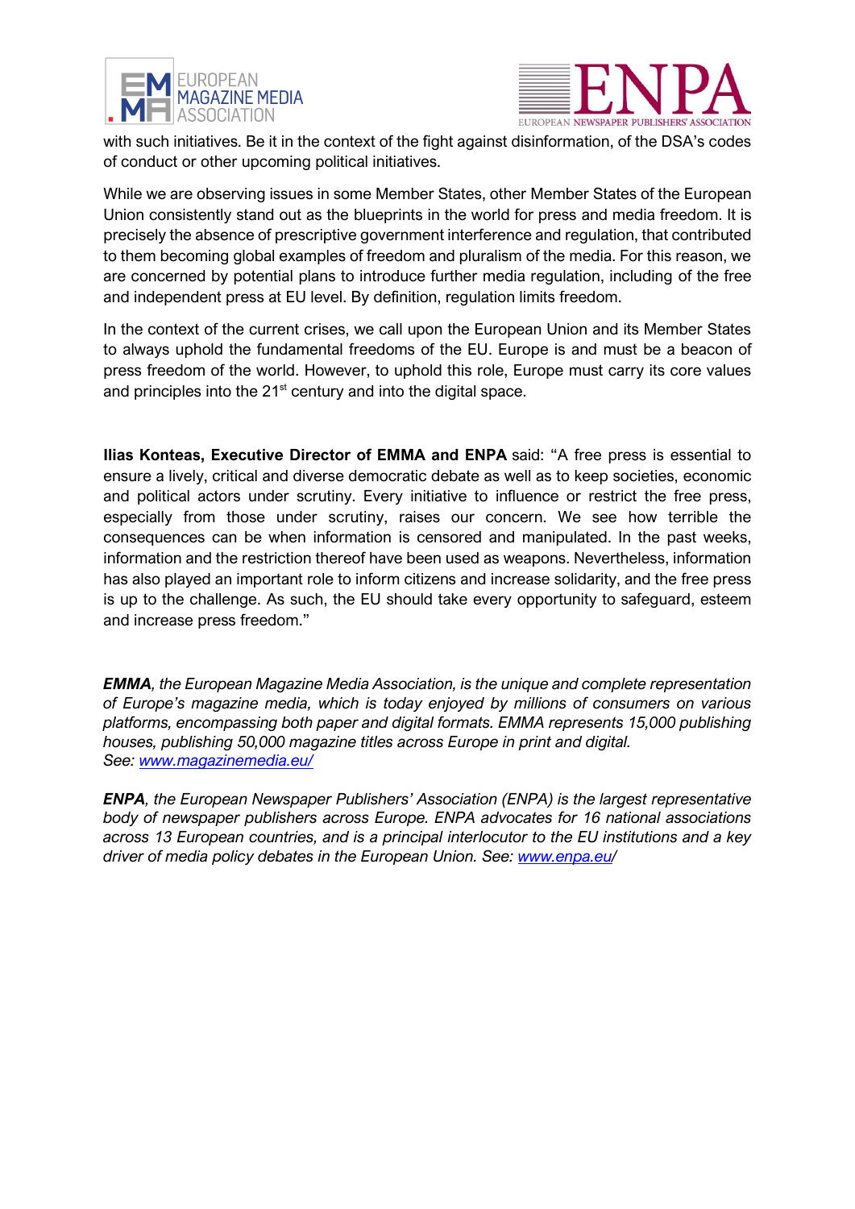with such initiatives. Be it in the context of the fight against disinformation, of the DSA's codes of conduct or other upcoming political initiatives.

While we are observing issues in some Member States, other Member States of the European Union consistently stand out as the blueprints in the world for press and media freedom. It is precisely the absence of prescriptive government interference and regulation, that contributed to them becoming global examples of freedom and pluralism of the media. For this reason, we are concerned by potential plans to introduce further media regulation, including of the free and independent press at EU level. By definition, regulation limits freedom.

In the context of the current crises, we call upon the European Union and its Member States to always uphold the fundamental freedoms of the EU. Europe is and must be a beacon of press freedom of the world. However, to uphold this role, Europe must carry its core values and principles into the 21st century and into the digital space.

**Ilias Konteas, Executive Director of EMMA and ENPA** said: "A free press is essential to ensure a lively, critical and diverse democratic debate as well as to keep societies, economic and political actors under scrutiny. Every initiative to influence or restrict the free press, especially from those under scrutiny, raises our concern. We see how terrible the consequences can be when information is censored and manipulated. In the past weeks, information and the restriction thereof have been used as weapons. Nevertheless, information has also played an important role to inform citizens and increase solidarity, and the free press is up to the challenge. As such, the EU should take every opportunity to safeguard, esteem and increase press freedom."

***EMMA****, the European Magazine Media Association, is the unique and complete representation of Europe's magazine media, which is today enjoyed by millions of consumers on various platforms, encompassing both paper and digital formats. EMMA represents 15,000 publishing houses, publishing 50,000 magazine titles across Europe in print and digital.*
*See: [www.magazinemedia.eu/](http://www.magazinemedia.eu/)*

***ENPA****, the European Newspaper Publishers' Association (ENPA) is the largest representative body of newspaper publishers across Europe. ENPA advocates for 16 national associations across 13 European countries, and is a principal interlocutor to the EU institutions and a key driver of media policy debates in the European Union. See: [www.enpa.eu/](http://www.enpa.eu/)*